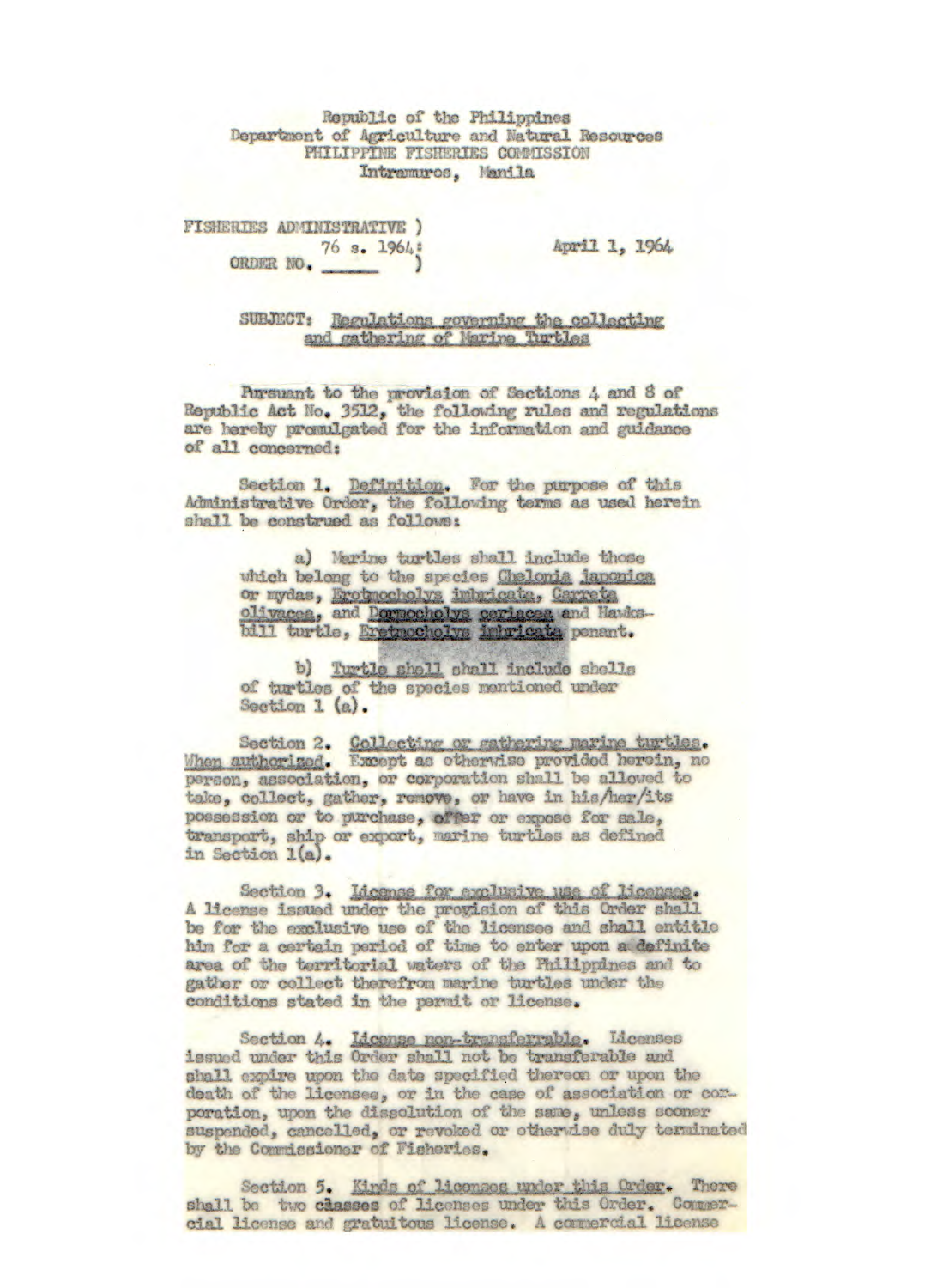Republic of the Philippines
Department of Agriculture and Natural Resources
PHILIPPINE FISHERIES COMMISSION
Intramuros, Manila

FISHERIES ADMINISTRATIVE ORDER NO. 76 s. 1964

April 1, 1964

SUBJECT: Regulations governing the collecting and gathering of Marine Turtles

Pursuant to the provision of Sections 4 and 8 of Republic Act No. 3512, the following rules and regulations are hereby promulgated for the information and guidance of all concerned:

Section 1. Definition. For the purpose of this Administrative Order, the following terms as used herein shall be construed as follows:

a) Marine turtles shall include those which belong to the species *Chelonia japonica* or mydas, *Eretmochelys imbricata*, *Carreta olivacea*, and *Dermochelys coriacea* and Hawksbill turtle, *Eretmochelys imbricata* penant.

b) Turtle shell shall include shells of turtles of the species mentioned under Section 1 (a).

Section 2. Collecting or gathering marine turtles. When authorized. Except as otherwise provided herein, no person, association, or corporation shall be allowed to take, collect, gather, remove, or have in his/her/its possession or to purchase, offer or expose for sale, transport, ship or export, marine turtles as defined in Section 1(a).

Section 3. License for exclusive use of licensee. A license issued under the provision of this Order shall be for the exclusive use of the licensee and shall entitle him for a certain period of time to enter upon a definite area of the territorial waters of the Philippines and to gather or collect therefrom marine turtles under the conditions stated in the permit or license.

Section 4. License non-transferrable. Licenses issued under this Order shall not be transferable and shall expire upon the date specified thereon or upon the death of the licensee, or in the case of association or corporation, upon the dissolution of the same, unless sooner suspended, cancelled, or revoked or otherwise duly terminated by the Commissioner of Fisheries.

Section 5. Kinds of licenses under this Order. There shall be two classes of licenses under this Order. Commercial license and gratuitous license. A commercial license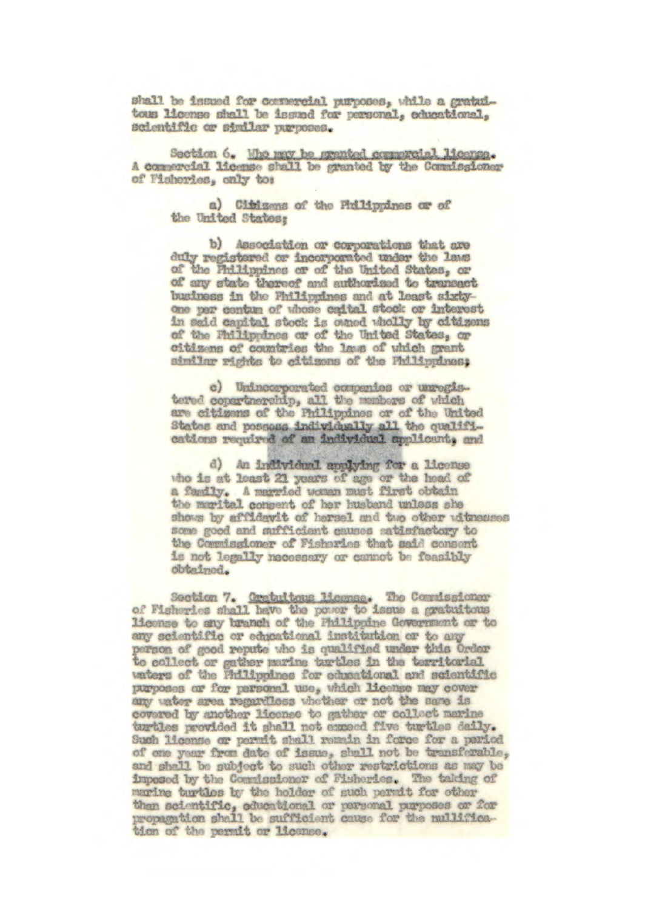shall be issued for commercial purposes, while a gratuitous license shall be issued for personal, educational, scientific or similar purposes.

Section 6. Who may be granted commercial license. A commercial license shall be granted by the Commissioner of Fisheries, only to:

a) Citizens of the Philippines or of the United States;

b) Association or corporations that are duly registered or incorporated under the laws of the Philippines or of the United States, or of any state thereof and authorized to transact business in the Philippines and at least sixty-one per centum of whose capital stock or interest in said capital stock is owned wholly by citizens of the Philippines or of the United States, or citizens of countries the laws of which grant similar rights to citizens of the Philippines;

c) Unincorporated companies or unregistered copartnership, all the members of which are citizens of the Philippines or of the United States and possess individually all the qualifications required of an individual applicant, and

d) An individual applying for a license who is at least 21 years of age or the head of a family. A married woman must first obtain the marital consent of her husband unless she shows by affidavit of hersel and two other witnesses some good and sufficient causes satisfactory to the Commissioner of Fisheries that said consent is not legally necessary or cannot be feasibly obtained.

Section 7. Gratuitous license. The Commissioner of Fisheries shall have the power to issue a gratuitous license to any branch of the Philippine Government or to any scientific or educational institution or to any person of good repute who is qualified under this Order to collect or gather marine turtles in the territorial waters of the Philippines for educational and scientific purposes or for personal use, which license may cover any water area regardless whether or not the same is covered by another license to gather or collect marine turtles provided it shall not exceed five turtles daily. Such license or permit shall remain in force for a period of one year from date of issue, shall not be transferable, and shall be subject to such other restrictions as may be imposed by the Commissioner of Fisheries. The taking of marine turtles by the holder of such permit for other than scientific, educational or personal purposes or for propagation shall be sufficient cause for the nullification of the permit or license.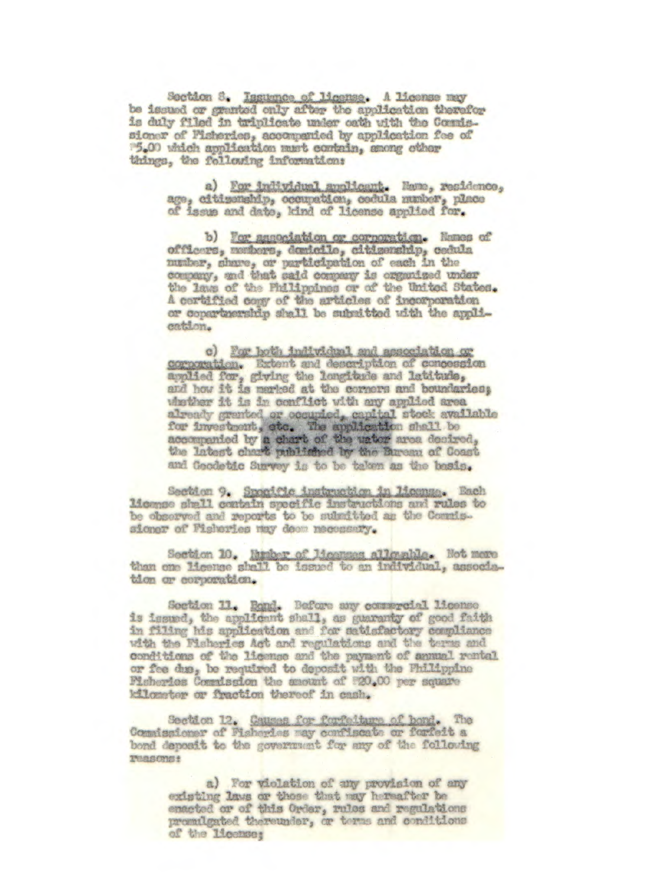Section 8. Issuance of license. A license may be issued or granted only after the application therefor is duly filed in triplicate under oath with the Commissioner of Fisheries, accompanied by application fee of ₱5.00 which application must contain, among other things, the following information:

a) For individual applicant. Name, residence, age, citizenship, occupation, cedula number, place of issue and date, kind of license applied for.

b) For association or corporation. Names of officers, members, domicile, citizenship, cedula number, share, or participation of each in the company, and that said company is organized under the laws of the Philippines or of the United States. A certified copy of the articles of incorporation or copartnership shall be submitted with the application.

c) For both individual and association or corporation. Extent and description of concession applied for, giving the longitude and latitude, and how it is marked at the corners and boundaries; whether it is in conflict with any applied area already granted or occupied, capital stock available for investment, etc. The application shall be accompanied by a chart of the water area desired, the latest chart published by the Bureau of Coast and Geodetic Survey is to be taken as the basis.

Section 9. Specific instruction in license. Each license shall contain specific instructions and rules to be observed and reports to be submitted as the Commissioner of Fisheries may deem necessary.

Section 10. Number of licenses allowable. Not more than one license shall be issued to an individual, association or corporation.

Section 11. Bond. Before any commercial license is issued, the applicant shall, as guaranty of good faith in filing his application and for satisfactory compliance with the Fisheries Act and regulations and the terms and conditions of the license and the payment of annual rental or fee due, be required to deposit with the Philippine Fisheries Commission the amount of ₱20.00 per square kilometer or fraction thereof in cash.

Section 12. Causes for forfeiture of bond. The Commissioner of Fisheries may confiscate or forfeit a bond deposit to the government for any of the following reasons:

a) For violation of any provision of any existing laws or those that may hereafter be enacted or of this Order, rules and regulations promulgated thereunder, or terms and conditions of the license;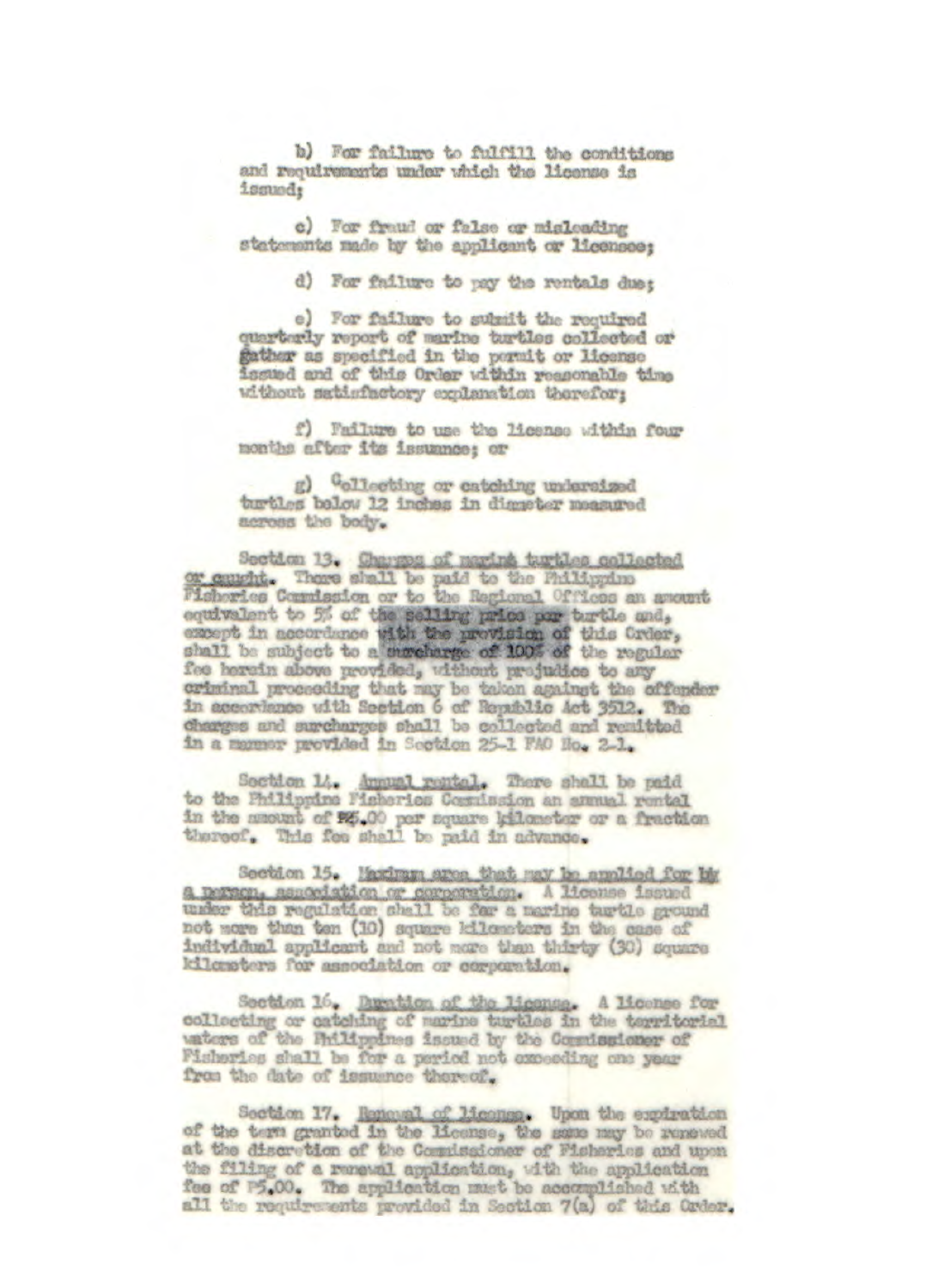b) For failure to fulfill the conditions and requirements under which the license is issued;

c) For fraud or false or misleading statements made by the applicant or licensee;

d) For failure to pay the rentals due;

e) For failure to submit the required quarterly report of marine turtles collected or gather as specified in the permit or license issued and of this Order within reasonable time without satisfactory explanation therefor;

f) Failure to use the license within four months after its issuance; or

g) Collecting or catching undersized turtles below 12 inches in diameter measured across the body.

Section 13. Charges of marine turtles collected or caught. There shall be paid to the Philippine Fisheries Commission or to the Regional Offices an amount equivalent to 5% of the selling price per turtle and, except in accordance with the provision of this Order, shall be subject to a surcharge of 100% of the regular fee herein above provided, without prejudice to any criminal proceeding that may be taken against the offender in accordance with Section 6 of Republic Act 3512. The charges and surcharges shall be collected and remitted in a manner provided in Section 25-1 FAO No. 2-1.

Section 14. Annual rental. There shall be paid to the Philippine Fisheries Commission an annual rental in the amount of ₱5.00 per square kilometer or a fraction thereof. This fee shall be paid in advance.

Section 15. Maximum area that may be applied for by a person, association or corporation. A license issued under this regulation shall be for a marine turtle ground not more than ten (10) square kilometers in the case of individual applicant and not more than thirty (30) square kilometers for association or corporation.

Section 16. Duration of the license. A license for collecting or catching of marine turtles in the territorial waters of the Philippines issued by the Commissioner of Fisheries shall be for a period not exceeding one year from the date of issuance thereof.

Section 17. Renewal of license. Upon the expiration of the term granted in the license, the same may be renewed at the discretion of the Commissioner of Fisheries and upon the filing of a renewal application, with the application fee of ₱5.00. The application must be accomplished with all the requirements provided in Section 7(a) of this Order.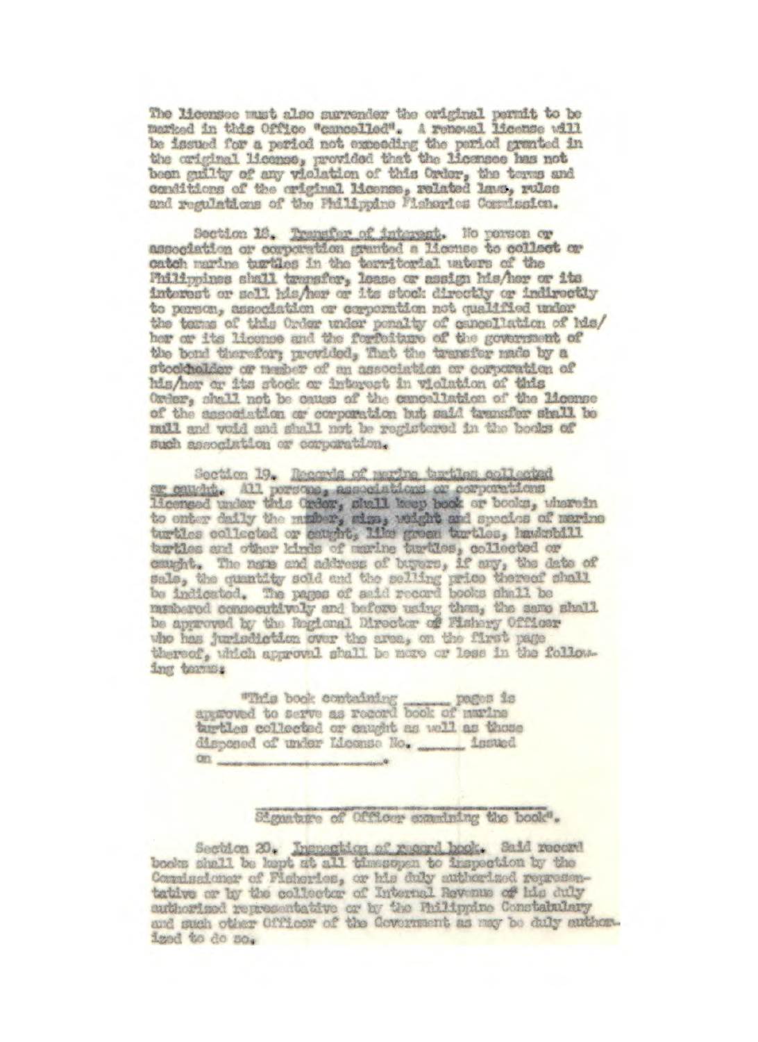The licensee must also surrender the original permit to be marked in this Office "cancelled". A renewal license will be issued for a period not exceeding the period granted in the original license, provided that the licensee has not been guilty of any violation of this Order, the terms and conditions of the original license, related laws, rules and regulations of the Philippine Fisheries Commission.

Section 18. Transfer of interest. No person or association or corporation granted a license to collect or catch marine turtles in the territorial waters of the Philippines shall transfer, lease or assign his/her or its interest or sell his/her or its stock directly or indirectly to person, association or corporation not qualified under the terms of this Order under penalty of cancellation of his/her or its license and the forfeiture of the government of the bond therefor; provided, That the transfer made by a stockholder or member of an association or corporation of his/her or its stock or interest in violation of this Order, shall not be cause of the cancellation of the license of the association or corporation but said transfer shall be null and void and shall not be registered in the books of such association or corporation.

Section 19. Records of marine turtles collected or caught. All persons, associations or corporations licensed under this Order, shall keep book or books, wherein to enter daily the number, size, weight and species of marine turtles collected or caught, like green turtles, hawksbill turtles and other kinds of marine turtles, collected or caught. The name and address of buyers, if any, the date of sale, the quantity sold and the selling price thereof shall be indicated. The pages of said record books shall be numbered consecutively and before using them, the same shall be approved by the Regional Director of Fishery Officer who has jurisdiction over the area, on the first page thereof, which approval shall be more or less in the following terms:

> "This book containing _____ pages is approved to serve as record book of marine turtles collected or caught as well as those disposed of under License No. _____ issued on _____________________.
>
> _________________________________
>
> Signature of Officer examining the book".

Section 20. Inspection of record book. Said record books shall be kept at all timesopen to inspection by the Commissioner of Fisheries, or his duly authorized representative or by the collector of Internal Revenue of his duly authorized representative or by the Philippine Constabulary and such other Officer of the Government as may be duly authorized to do so.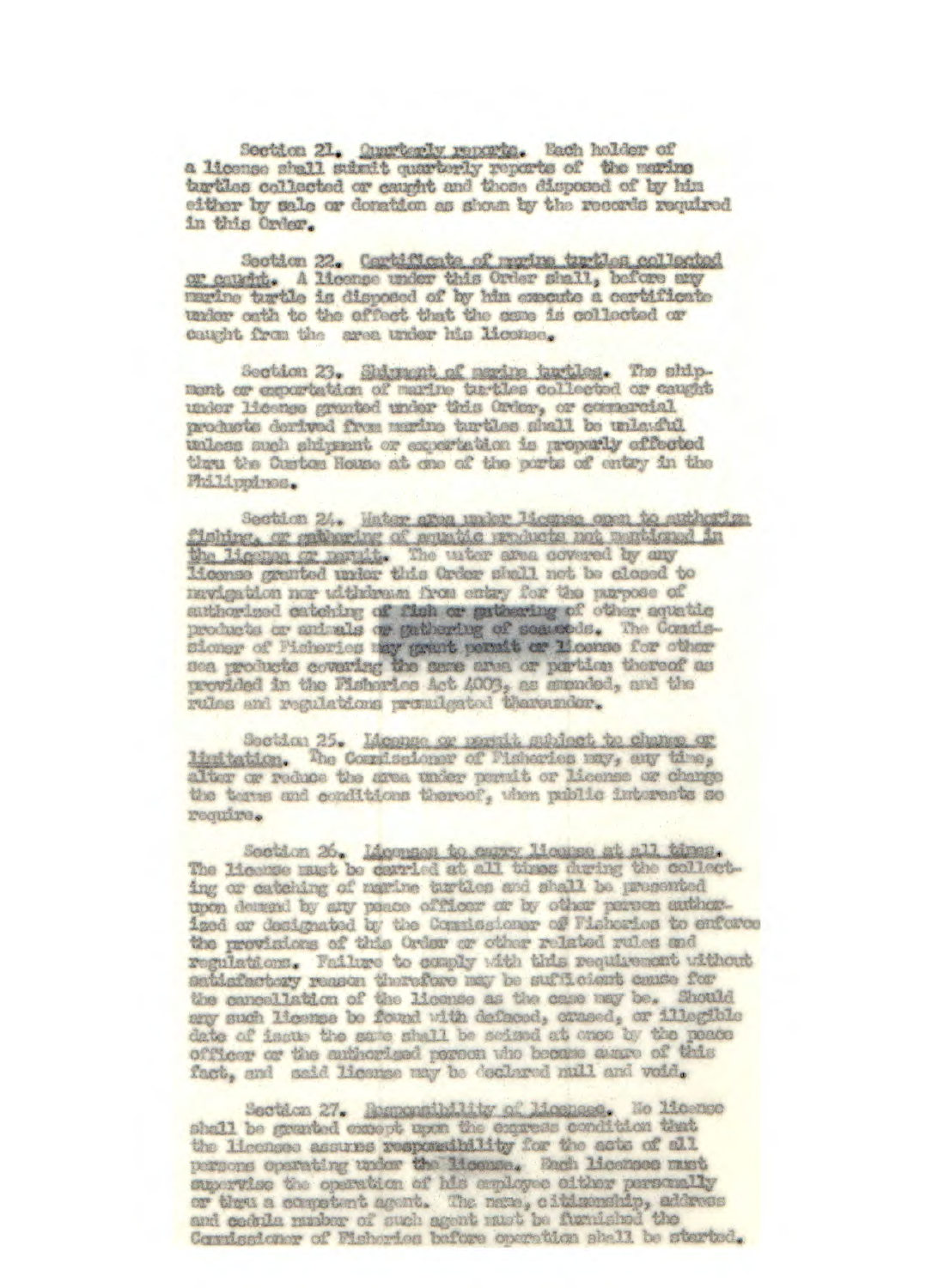Section 21. Quarterly reports. Each holder of a license shall submit quarterly reports of the marine turtles collected or caught and those disposed of by him either by sale or donation as shown by the records required in this Order.

Section 22. Certificate of marine turtles collected or caught. A licensee under this Order shall, before any marine turtle is disposed of by him execute a certificate under oath to the effect that the same is collected or caught from the area under his license.

Section 23. Shipment of marine turtles. The shipment or exportation of marine turtles collected or caught under license granted under this Order, or commercial products derived from marine turtles shall be unlawful unless such shipment or exportation is properly effected thru the Custom House at one of the ports of entry in the Philippines.

Section 24. Water area under license open to authorized fishing, or gathering of aquatic products not mentioned in the license or permit. The water area covered by any license granted under this Order shall not be closed to navigation nor withdrawn from entry for the purpose of authorized catching of fish or gathering of other aquatic products or animals or gathering of seaweeds. The Commissioner of Fisheries may grant permit or license for other sea products covering the same area or portion thereof as provided in the Fisheries Act 4003, as amended, and the rules and regulations promulgated thereunder.

Section 25. License or permit subject to change or limitation. The Commissioner of Fisheries may, any time, alter or reduce the area under permit or license or change the terms and conditions thereof, when public interests so require.

Section 26. Licensee to carry license at all times. The license must be carried at all times during the collecting or catching of marine turtles and shall be presented upon demand by any peace officer or by other person authorized or designated by the Commissioner of Fisheries to enforce the provisions of this Order or other related rules and regulations. Failure to comply with this requirement without satisfactory reason therefore may be sufficient cause for the cancellation of the license as the case may be. Should any such license be found with defaced, erased, or illegible date of issue the same shall be seized at once by the peace officer or the authorized person who became aware of this fact, and said license may be declared null and void.

Section 27. Responsibility of licensee. No license shall be granted except upon the express condition that the licensee assumes responsibility for the acts of all persons operating under the license. Each licensee must supervise the operation of his employee either personally or thru a competent agent. The name, citizenship, address and cedula number of such agent must be furnished the Commissioner of Fisheries before operation shall be started.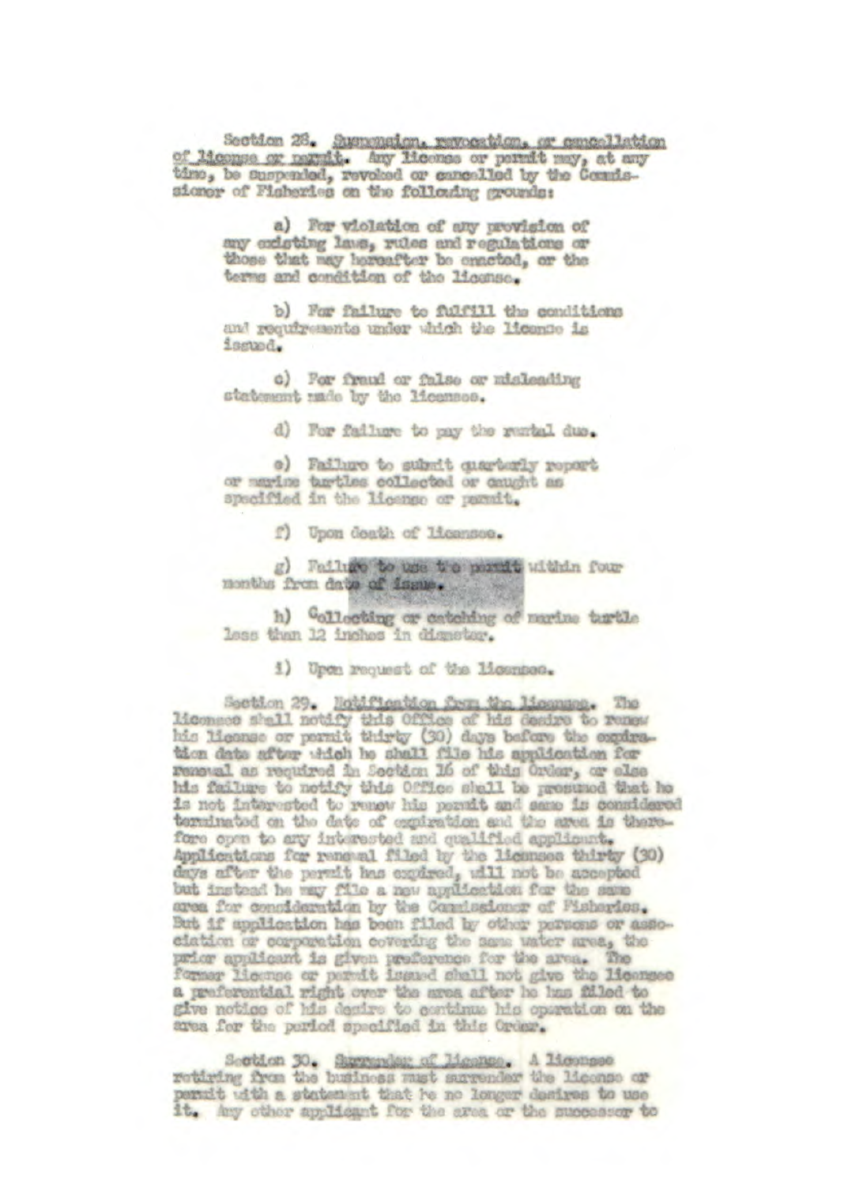Section 28. Suspension, revocation, or cancellation of license or permit. Any license or permit may, at any time, be suspended, revoked or cancelled by the Commissioner of Fisheries on the following grounds:

a) For violation of any provision of any existing laws, rules and regulations or those that may hereafter be enacted, or the terms and condition of the license.

b) For failure to fulfill the conditions and requirements under which the license is issued.

c) For fraud or false or misleading statement made by the licensee.

d) For failure to pay the rental due.

e) Failure to submit quarterly report or marine turtles collected or caught as specified in the license or permit.

f) Upon death of licensee.

g) Failure to use the permit within four months from date of issue.

h) Collecting or catching of marine turtle less than 12 inches in diameter.

i) Upon request of the licensee.

Section 29. Notification from the licensee. The licensee shall notify this Office of his desire to renew his license or permit thirty (30) days before the expiration date after which he shall file his application for renewal as required in Section 16 of this Order, or else his failure to notify this Office shall be presumed that he is not interested to renew his permit and same is considered terminated on the date of expiration and the area is therefore open to any interested and qualified applicant. Applications for renewal filed by the licensee thirty (30) days after the permit has expired, will not be accepted but instead he may file a new application for the same area for consideration by the Commissioner of Fisheries. But if application has been filed by other persons or association or corporation covering the same water area, the prior applicant is given preference for the area. The former license or permit issued shall not give the licensee a preferential right over the area after he has filed to give notice of his desire to continue his operation on the area for the period specified in this Order.

Section 30. Surrender of license. A licensee retiring from the business must surrender the license or permit with a statement that he no longer desires to use it. Any other applicant for the area or the successor to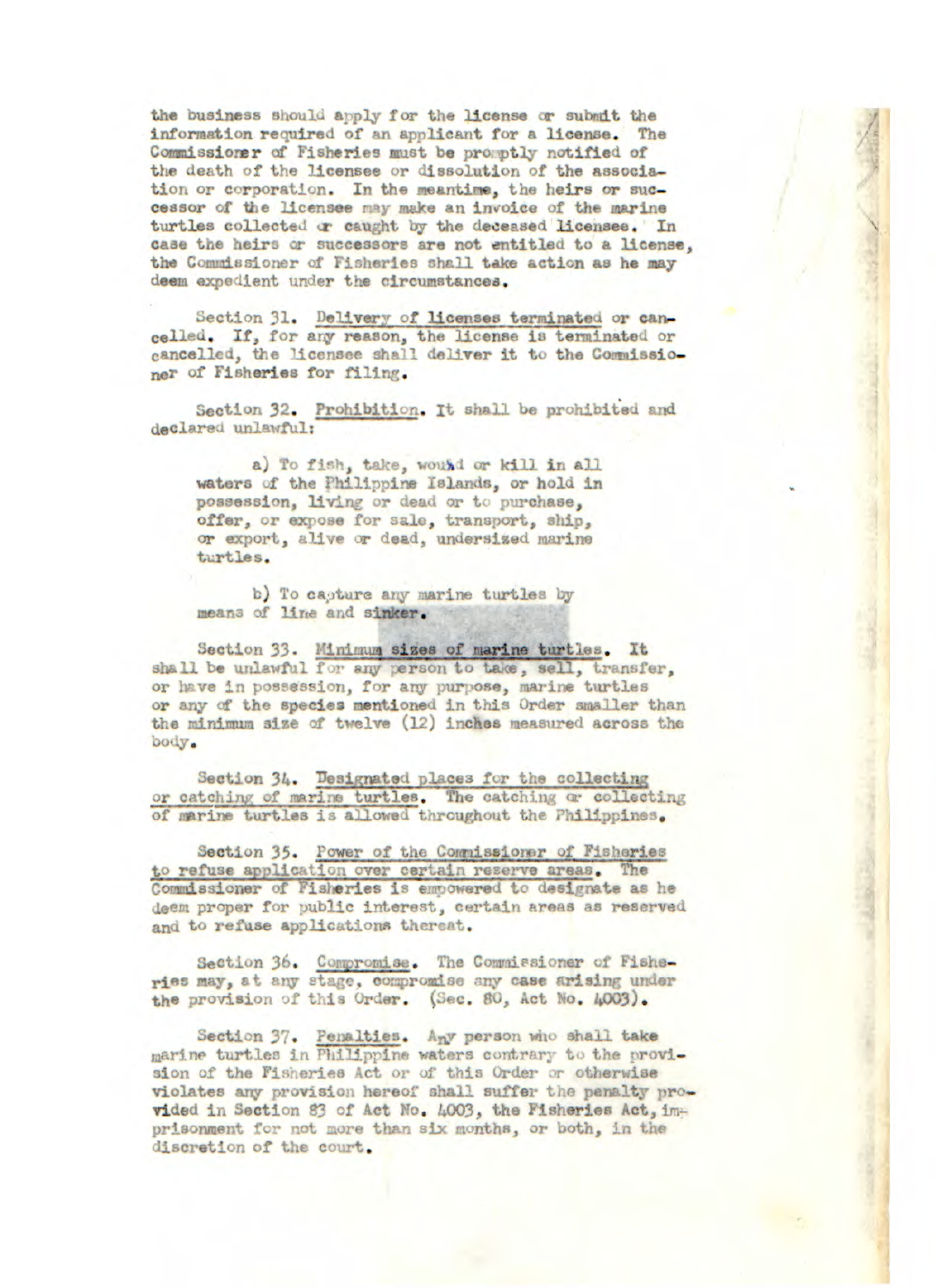the business should apply for the license or submit the information required of an applicant for a license. The Commissioner of Fisheries must be promptly notified of the death of the licensee or dissolution of the association or corporation. In the meantime, the heirs or successor of the licensee may make an invoice of the marine turtles collected or caught by the deceased licensee. In case the heirs or successors are not entitled to a license, the Commissioner of Fisheries shall take action as he may deem expedient under the circumstances.

Section 31. Delivery of licenses terminated or cancelled. If, for any reason, the license is terminated or cancelled, the licensee shall deliver it to the Commissioner of Fisheries for filing.

Section 32. Prohibition. It shall be prohibited and declared unlawful:

a) To fish, take, wound or kill in all waters of the Philippine Islands, or hold in possession, living or dead or to purchase, offer, or expose for sale, transport, ship, or export, alive or dead, undersized marine turtles.

b) To capture any marine turtles by means of line and sinker.

Section 33. Minimum sizes of marine turtles. It shall be unlawful for any person to take, sell, transfer, or have in possession, for any purpose, marine turtles or any of the species mentioned in this Order smaller than the minimum size of twelve (12) inches measured across the body.

Section 34. Designated places for the collecting or catching of marine turtles. The catching or collecting of marine turtles is allowed throughout the Philippines.

Section 35. Power of the Commissioner of Fisheries to refuse application over certain reserve areas. The Commissioner of Fisheries is empowered to designate as he deem proper for public interest, certain areas as reserved and to refuse applications thereat.

Section 36. Compromise. The Commissioner of Fisheries may, at any stage, compromise any case arising under the provision of this Order. (Sec. 80, Act No. 4003).

Section 37. Penalties. Any person who shall take marine turtles in Philippine waters contrary to the provision of the Fisheries Act or of this Order or otherwise violates any provision hereof shall suffer the penalty provided in Section 83 of Act No. 4003, the Fisheries Act, imprisonment for not more than six months, or both, in the discretion of the court.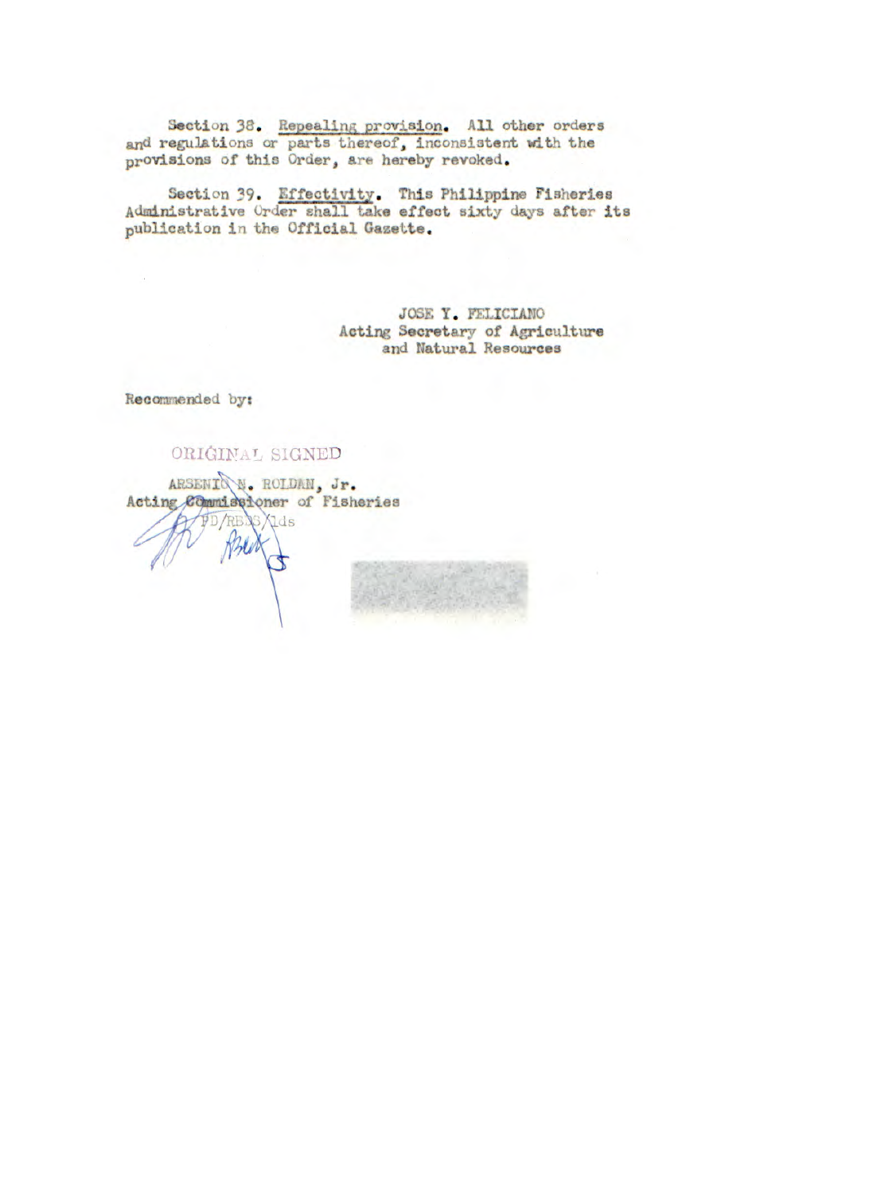Section 38. Repealing provision. All other orders and regulations or parts thereof, inconsistent with the provisions of this Order, are hereby revoked.

Section 39. Effectivity. This Philippine Fisheries Administrative Order shall take effect sixty days after its publication in the Official Gazette.

JOSE Y. FELICIANO
Acting Secretary of Agriculture
and Natural Resources

Recommended by:

ORIGINAL SIGNED

ARSENIO N. ROLDAN, Jr.
Acting Commissioner of Fisheries

PD/RBDS/lds